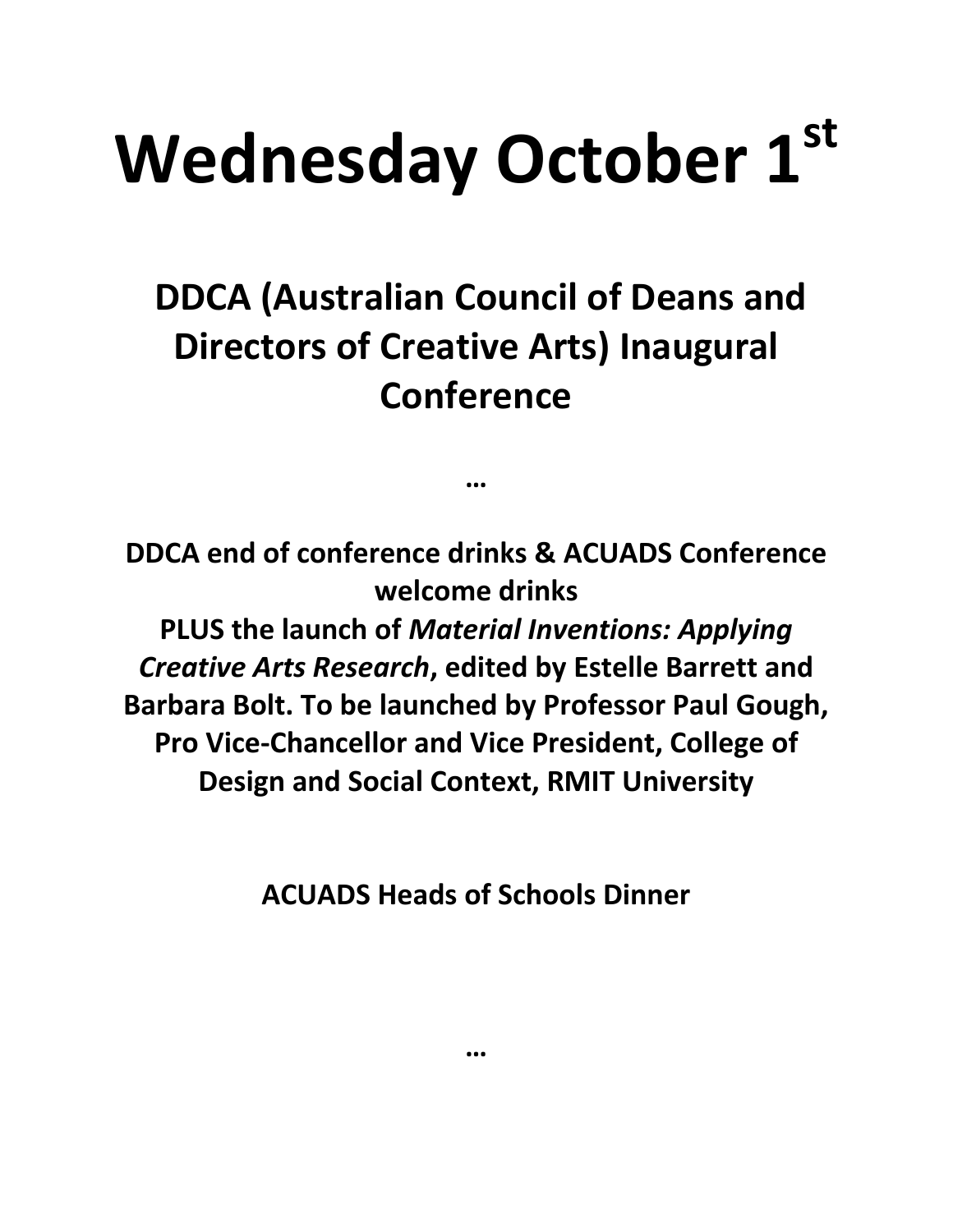# Wednesday October 1st

## DDCA (Australian Council of Deans and Directors of Creative Arts) Inaugural Conference

…

**DDCA end of conference drinks & ACUADS Conference welcome drinks**
**PLUS the launch of *Material Inventions: Applying Creative Arts Research*, edited by Estelle Barrett and Barbara Bolt. To be launched by Professor Paul Gough, Pro Vice-Chancellor and Vice President, College of Design and Social Context, RMIT University**

**ACUADS Heads of Schools Dinner**

…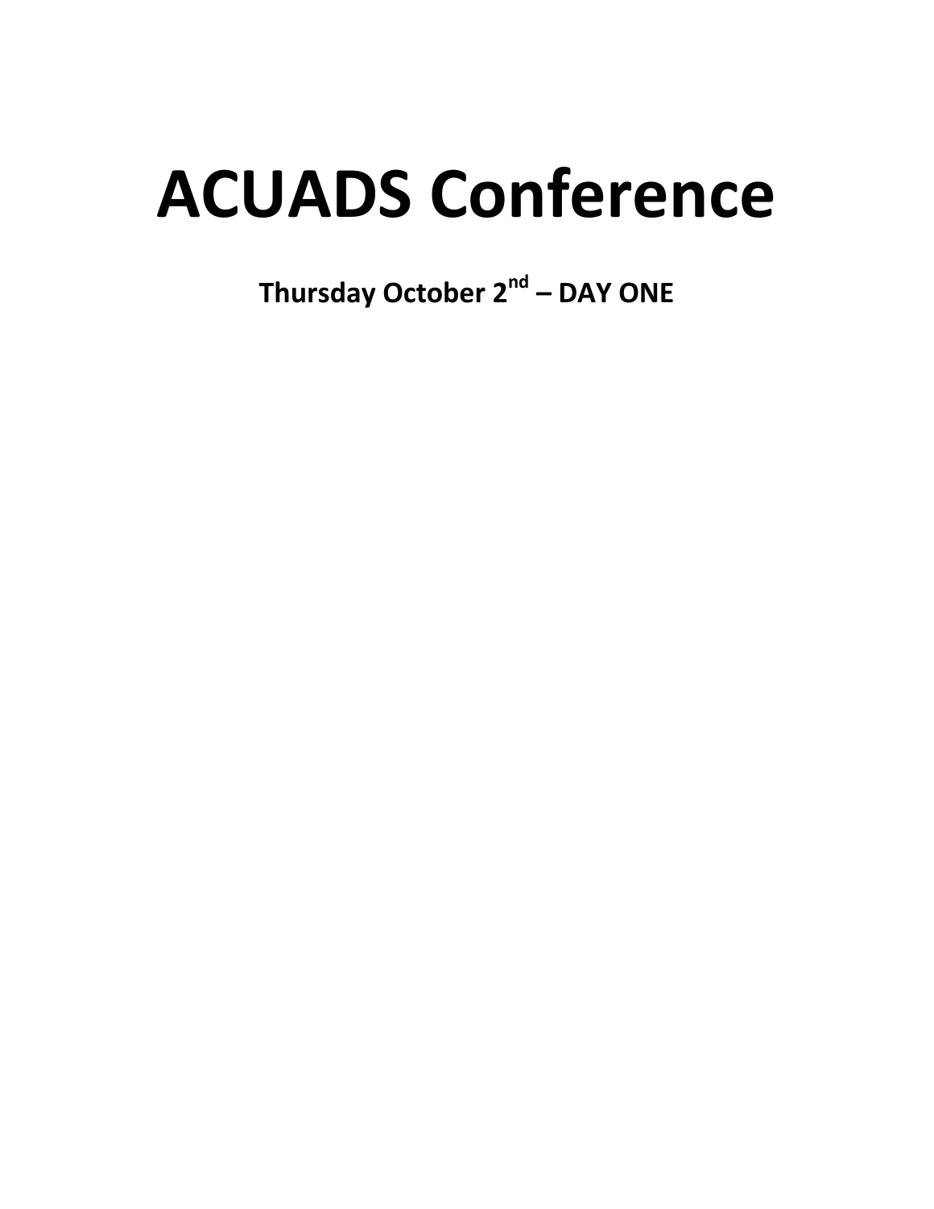# ACUADS Conference

**Thursday October 2nd – DAY ONE**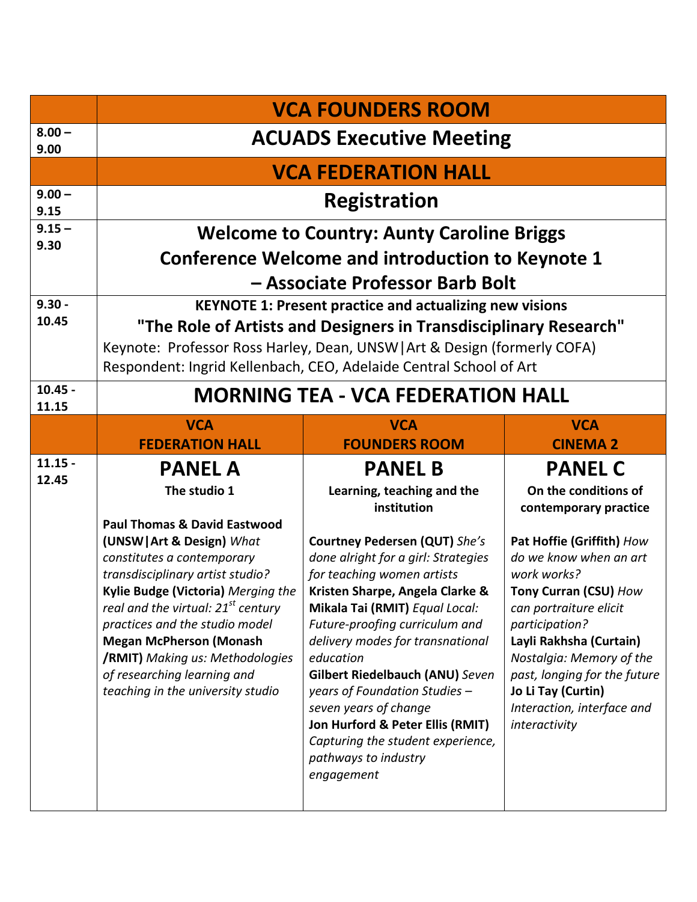| | VCA FOUNDERS ROOM | | |
|---|---|---|---|
| 8.00 – 9.00 | **ACUADS Executive Meeting** | | |
| | **VCA FEDERATION HALL** | | |
| 9.00 – 9.15 | **Registration** | | |
| 9.15 – 9.30 | **Welcome to Country: Aunty Caroline Briggs**<br>**Conference Welcome and introduction to Keynote 1 – Associate Professor Barb Bolt** | | |
| 9.30 - 10.45 | **KEYNOTE 1: Present practice and actualizing new visions**<br>**"The Role of Artists and Designers in Transdisciplinary Research"**<br>Keynote: Professor Ross Harley, Dean, UNSW\|Art & Design (formerly COFA)<br>Respondent: Ingrid Kellenbach, CEO, Adelaide Central School of Art | | |
| 10.45 - 11.15 | **MORNING TEA - VCA FEDERATION HALL** | | |
| | **VCA FEDERATION HALL** | **VCA FOUNDERS ROOM** | **VCA CINEMA 2** |
| 11.15 - 12.45 | **PANEL A**<br>**The studio 1**<br><br>**Paul Thomas & David Eastwood (UNSW\|Art & Design)** *What constitutes a contemporary transdisciplinary artist studio?*<br>**Kylie Budge (Victoria)** *Merging the real and the virtual: 21st century practices and the studio model*<br>**Megan McPherson (Monash /RMIT)** *Making us: Methodologies of researching learning and teaching in the university studio* | **PANEL B**<br>**Learning, teaching and the institution**<br><br>**Courtney Pedersen (QUT)** *She's done alright for a girl: Strategies for teaching women artists*<br>**Kristen Sharpe, Angela Clarke & Mikala Tai (RMIT)** *Equal Local: Future-proofing curriculum and delivery modes for transnational education*<br>**Gilbert Riedelbauch (ANU)** *Seven years of Foundation Studies – seven years of change*<br>**Jon Hurford & Peter Ellis (RMIT)** *Capturing the student experience, pathways to industry engagement* | **PANEL C**<br>**On the conditions of contemporary practice**<br><br>**Pat Hoffie (Griffith)** *How do we know when an art work works?*<br>**Tony Curran (CSU)** *How can portraiture elicit participation?*<br>**Layli Rakhsha (Curtain)** *Nostalgia: Memory of the past, longing for the future*<br>**Jo Li Tay (Curtin)** *Interaction, interface and interactivity* |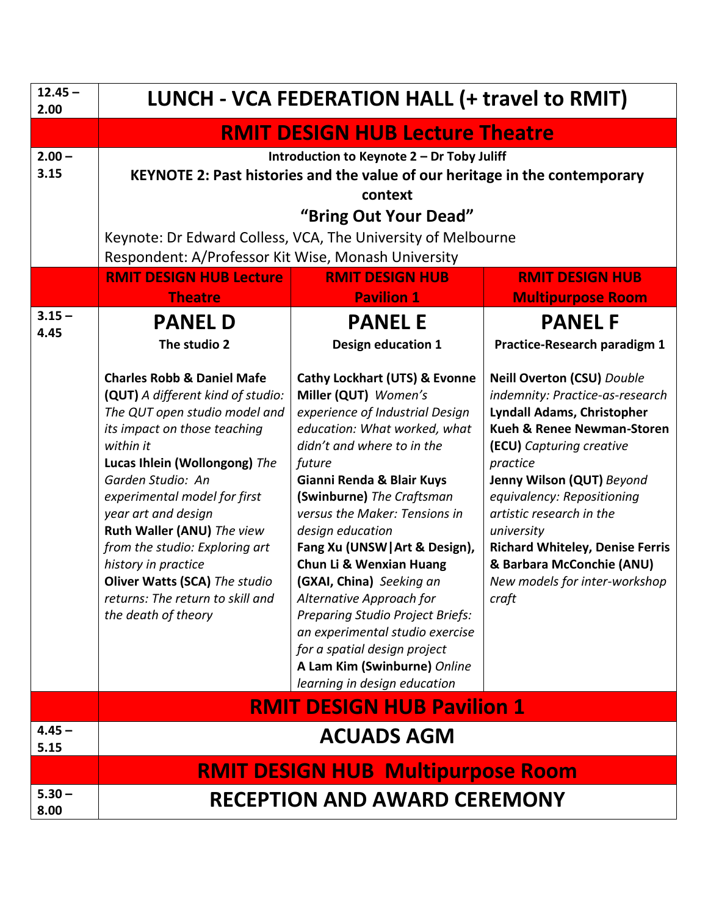| | | | |
|---|---|---|---|
| 12.45 – 2.00 | **LUNCH - VCA FEDERATION HALL (+ travel to RMIT)** | | |
| | **RMIT DESIGN HUB Lecture Theatre** | | |
| 2.00 – 3.15 | **Introduction to Keynote 2 – Dr Toby Juliff**<br>**KEYNOTE 2: Past histories and the value of our heritage in the contemporary context**<br>**"Bring Out Your Dead"**<br>Keynote: Dr Edward Colless, VCA, The University of Melbourne<br>Respondent: A/Professor Kit Wise, Monash University | | |
| | **RMIT DESIGN HUB Lecture Theatre** | **RMIT DESIGN HUB Pavilion 1** | **RMIT DESIGN HUB Multipurpose Room** |
| 3.15 – 4.45 | **PANEL D**<br>**The studio 2**<br><br>**Charles Robb & Daniel Mafe (QUT)** *A different kind of studio: The QUT open studio model and its impact on those teaching within it*<br>**Lucas Ihlein (Wollongong)** *The Garden Studio: An experimental model for first year art and design*<br>**Ruth Waller (ANU)** *The view from the studio: Exploring art history in practice*<br>**Oliver Watts (SCA)** *The studio returns: The return to skill and the death of theory* | **PANEL E**<br>**Design education 1**<br><br>**Cathy Lockhart (UTS) & Evonne Miller (QUT)** *Women's experience of Industrial Design education: What worked, what didn't and where to in the future*<br>**Gianni Renda & Blair Kuys (Swinburne)** *The Craftsman versus the Maker: Tensions in design education*<br>**Fang Xu (UNSW\|Art & Design), Chun Li & Wenxian Huang (GXAI, China)** *Seeking an Alternative Approach for Preparing Studio Project Briefs: an experimental studio exercise for a spatial design project*<br>**A Lam Kim (Swinburne)** *Online learning in design education* | **PANEL F**<br>**Practice-Research paradigm 1**<br><br>**Neill Overton (CSU)** *Double indemnity: Practice-as-research*<br>**Lyndall Adams, Christopher Kueh & Renee Newman-Storen (ECU)** *Capturing creative practice*<br>**Jenny Wilson (QUT)** *Beyond equivalency: Repositioning artistic research in the university*<br>**Richard Whiteley, Denise Ferris & Barbara McConchie (ANU)** *New models for inter-workshop craft* |
| | **RMIT DESIGN HUB Pavilion 1** | | |
| 4.45 – 5.15 | **ACUADS AGM** | | |
| | **RMIT DESIGN HUB Multipurpose Room** | | |
| 5.30 – 8.00 | **RECEPTION AND AWARD CEREMONY** | | |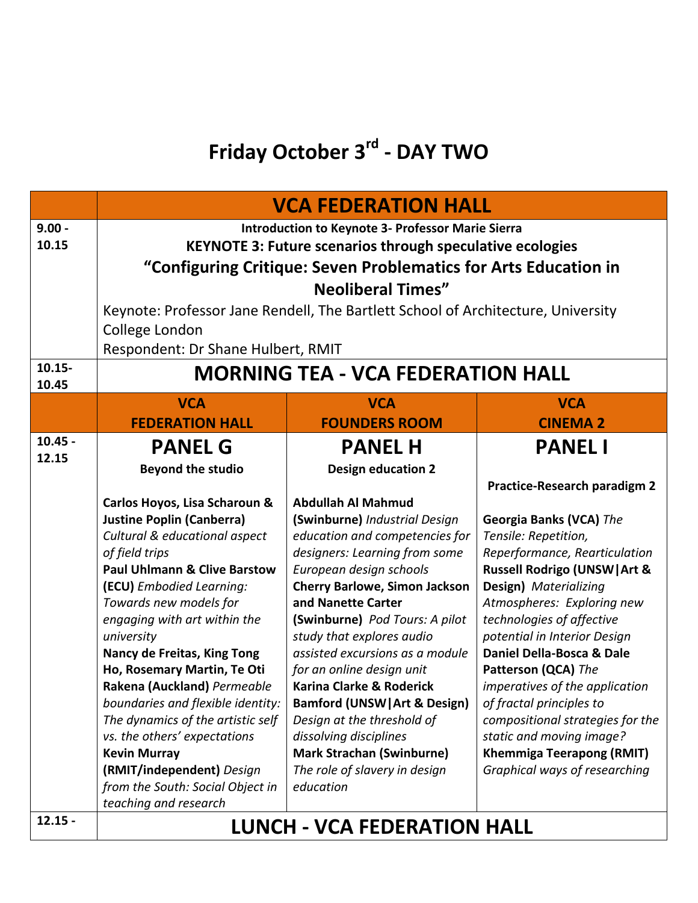# Friday October 3rd - DAY TWO

| | VCA FEDERATION HALL | | |
|---|---|---|---|
| 9.00 - 10.15 | **Introduction to Keynote 3- Professor Marie Sierra**<br>**KEYNOTE 3: Future scenarios through speculative ecologies**<br>**“Configuring Critique: Seven Problematics for Arts Education in Neoliberal Times”**<br>Keynote: Professor Jane Rendell, The Bartlett School of Architecture, University College London<br>Respondent: Dr Shane Hulbert, RMIT | | |
| 10.15- 10.45 | **MORNING TEA - VCA FEDERATION HALL** | | |
| | **VCA FEDERATION HALL** | **VCA FOUNDERS ROOM** | **VCA CINEMA 2** |
| 10.45 - 12.15 | **PANEL G**<br>**Beyond the studio**<br><br>**Carlos Hoyos, Lisa Scharoun & Justine Poplin (Canberra)** *Cultural & educational aspect of field trips*<br>**Paul Uhlmann & Clive Barstow (ECU)** *Embodied Learning: Towards new models for engaging with art within the university*<br>**Nancy de Freitas, King Tong Ho, Rosemary Martin, Te Oti Rakena (Auckland)** *Permeable boundaries and flexible identity: The dynamics of the artistic self vs. the others’ expectations*<br>**Kevin Murray (RMIT/independent)** *Design from the South: Social Object in teaching and research* | **PANEL H**<br>**Design education 2**<br><br>**Abdullah Al Mahmud (Swinburne)** *Industrial Design education and competencies for designers: Learning from some European design schools*<br>**Cherry Barlowe, Simon Jackson and Nanette Carter (Swinburne)** *Pod Tours: A pilot study that explores audio assisted excursions as a module for an online design unit*<br>**Karina Clarke & Roderick Bamford (UNSW\|Art & Design)** *Design at the threshold of dissolving disciplines*<br>**Mark Strachan (Swinburne)** *The role of slavery in design education* | **PANEL I**<br><br>**Practice-Research paradigm 2**<br><br>**Georgia Banks (VCA)** *The Tensile: Repetition, Reperformance, Rearticulation*<br>**Russell Rodrigo (UNSW\|Art & Design)** *Materializing Atmospheres: Exploring new technologies of affective potential in Interior Design*<br>**Daniel Della-Bosca & Dale Patterson (QCA)** *The imperatives of the application of fractal principles to compositional strategies for the static and moving image?*<br>**Khemmiga Teerapong (RMIT)** *Graphical ways of researching* |
| 12.15 - | **LUNCH - VCA FEDERATION HALL** | | |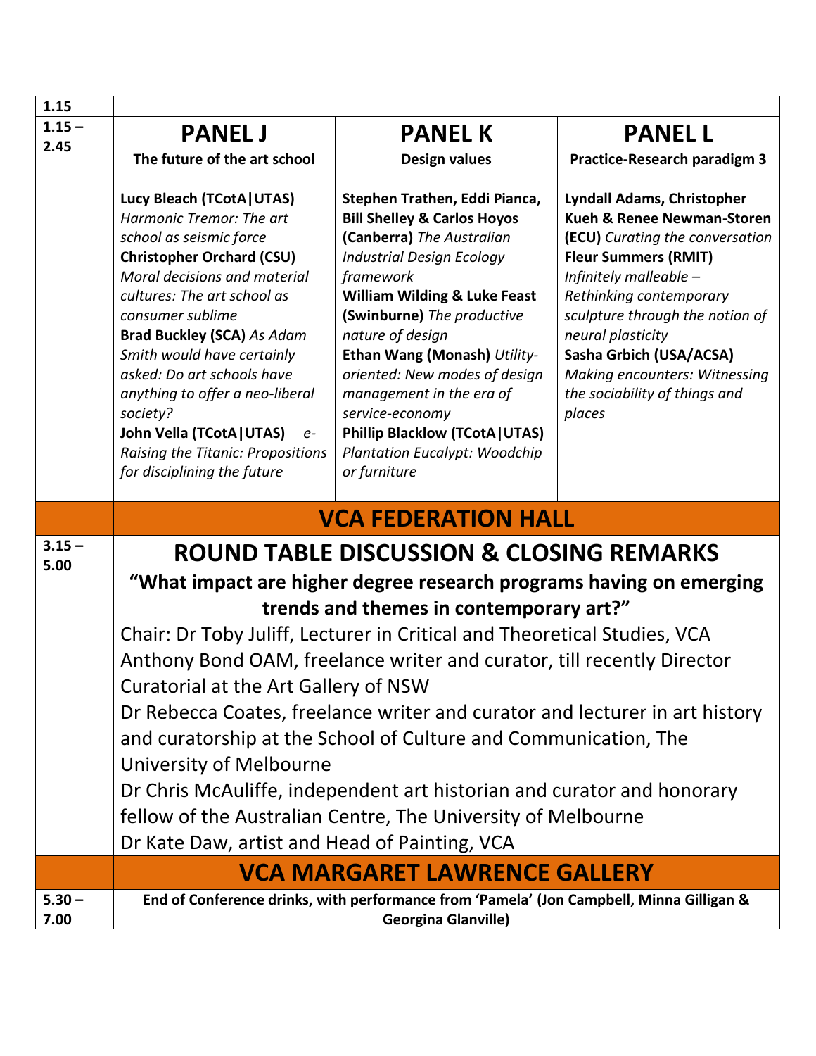| | | | |
|---|---|---|---|
| 1.15 | | | |
| 1.15 – 2.45 | **PANEL J**<br>**The future of the art school**<br><br>**Lucy Bleach (TCotA\|UTAS)** *Harmonic Tremor: The art school as seismic force*<br>**Christopher Orchard (CSU)** *Moral decisions and material cultures: The art school as consumer sublime*<br>**Brad Buckley (SCA)** *As Adam Smith would have certainly asked: Do art schools have anything to offer a neo-liberal society?*<br>**John Vella (TCotA\|UTAS)** *e-Raising the Titanic: Propositions for disciplining the future* | **PANEL K**<br>**Design values**<br><br>**Stephen Trathen, Eddi Pianca, Bill Shelley & Carlos Hoyos (Canberra)** *The Australian Industrial Design Ecology framework*<br>**William Wilding & Luke Feast (Swinburne)** *The productive nature of design*<br>**Ethan Wang (Monash)** *Utility-oriented: New modes of design management in the era of service-economy*<br>**Phillip Blacklow (TCotA\|UTAS)** *Plantation Eucalypt: Woodchip or furniture* | **PANEL L**<br>**Practice-Research paradigm 3**<br><br>**Lyndall Adams, Christopher Kueh & Renee Newman-Storen (ECU)** *Curating the conversation*<br>**Fleur Summers (RMIT)** *Infinitely malleable – Rethinking contemporary sculpture through the notion of neural plasticity*<br>**Sasha Grbich (USA/ACSA)** *Making encounters: Witnessing the sociability of things and places* |
| | **VCA FEDERATION HALL** | | |
| 3.15 – 5.00 | **ROUND TABLE DISCUSSION & CLOSING REMARKS**<br>**"What impact are higher degree research programs having on emerging trends and themes in contemporary art?"**<br>Chair: Dr Toby Juliff, Lecturer in Critical and Theoretical Studies, VCA<br>Anthony Bond OAM, freelance writer and curator, till recently Director Curatorial at the Art Gallery of NSW<br>Dr Rebecca Coates, freelance writer and curator and lecturer in art history and curatorship at the School of Culture and Communication, The University of Melbourne<br>Dr Chris McAuliffe, independent art historian and curator and honorary fellow of the Australian Centre, The University of Melbourne<br>Dr Kate Daw, artist and Head of Painting, VCA | | |
| | **VCA MARGARET LAWRENCE GALLERY** | | |
| 5.30 – 7.00 | **End of Conference drinks, with performance from 'Pamela' (Jon Campbell, Minna Gilligan & Georgina Glanville)** | | |